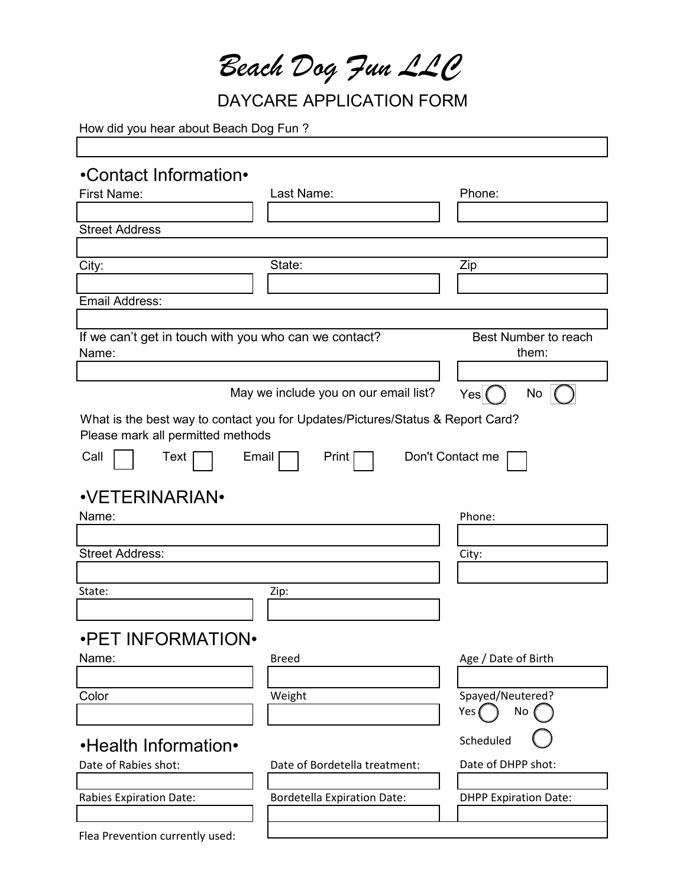# *Beach Dog Fun LLC*

## DAYCARE APPLICATION FORM

How did you hear about Beach Dog Fun ?

## •Contact Information•

First Name:

Last Name:

Phone:

Street Address

City:

State:

Zip

Email Address:

If we can't get in touch with you who can we contact?

Name:

Best Number to reach them:

May we include you on our email list? Yes ◯ No ◯

What is the best way to contact you for Updates/Pictures/Status & Report Card?
Please mark all permitted methods

Call ☐ Text ☐ Email ☐ Print ☐ Don't Contact me ☐

## •VETERINARIAN•

Name:

Phone:

Street Address:

City:

State:

Zip:

## •PET INFORMATION•

Name:

Breed

Age / Date of Birth

Color

Weight

Spayed/Neutered?
Yes ◯ No ◯

Scheduled ◯

## •Health Information•

Date of Rabies shot:

Date of Bordetella treatment:

Date of DHPP shot:

Rabies Expiration Date:

Bordetella Expiration Date:

DHPP Expiration Date:

Flea Prevention currently used: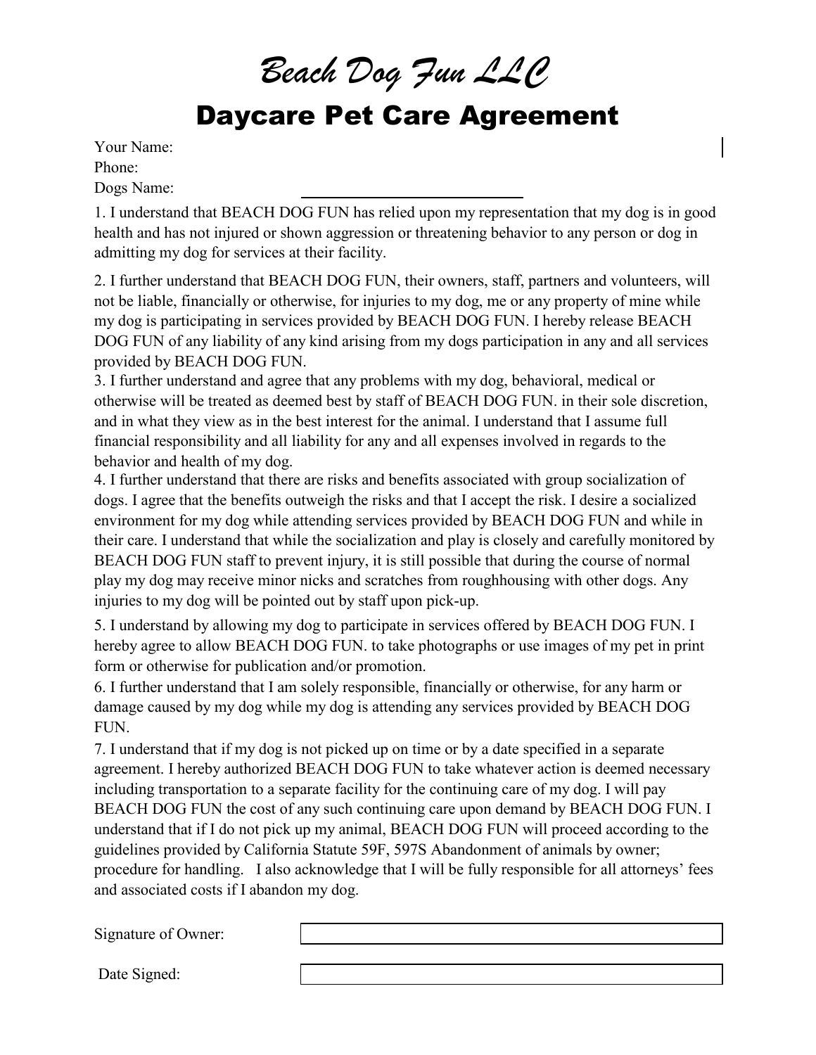# *Beach Dog Fun LLC*

## Daycare Pet Care Agreement

Your Name:
Phone:
Dogs Name:

1. I understand that BEACH DOG FUN has relied upon my representation that my dog is in good health and has not injured or shown aggression or threatening behavior to any person or dog in admitting my dog for services at their facility.

2. I further understand that BEACH DOG FUN, their owners, staff, partners and volunteers, will not be liable, financially or otherwise, for injuries to my dog, me or any property of mine while my dog is participating in services provided by BEACH DOG FUN. I hereby release BEACH DOG FUN of any liability of any kind arising from my dogs participation in any and all services provided by BEACH DOG FUN.

3. I further understand and agree that any problems with my dog, behavioral, medical or otherwise will be treated as deemed best by staff of BEACH DOG FUN. in their sole discretion, and in what they view as in the best interest for the animal. I understand that I assume full financial responsibility and all liability for any and all expenses involved in regards to the behavior and health of my dog.

4. I further understand that there are risks and benefits associated with group socialization of dogs. I agree that the benefits outweigh the risks and that I accept the risk. I desire a socialized environment for my dog while attending services provided by BEACH DOG FUN and while in their care. I understand that while the socialization and play is closely and carefully monitored by BEACH DOG FUN staff to prevent injury, it is still possible that during the course of normal play my dog may receive minor nicks and scratches from roughhousing with other dogs. Any injuries to my dog will be pointed out by staff upon pick-up.

5. I understand by allowing my dog to participate in services offered by BEACH DOG FUN. I hereby agree to allow BEACH DOG FUN. to take photographs or use images of my pet in print form or otherwise for publication and/or promotion.

6. I further understand that I am solely responsible, financially or otherwise, for any harm or damage caused by my dog while my dog is attending any services provided by BEACH DOG FUN.

7. I understand that if my dog is not picked up on time or by a date specified in a separate agreement. I hereby authorized BEACH DOG FUN to take whatever action is deemed necessary including transportation to a separate facility for the continuing care of my dog. I will pay BEACH DOG FUN the cost of any such continuing care upon demand by BEACH DOG FUN. I understand that if I do not pick up my animal, BEACH DOG FUN will proceed according to the guidelines provided by California Statute 59F, 597S Abandonment of animals by owner; procedure for handling. I also acknowledge that I will be fully responsible for all attorneys' fees and associated costs if I abandon my dog.

Signature of Owner:

Date Signed: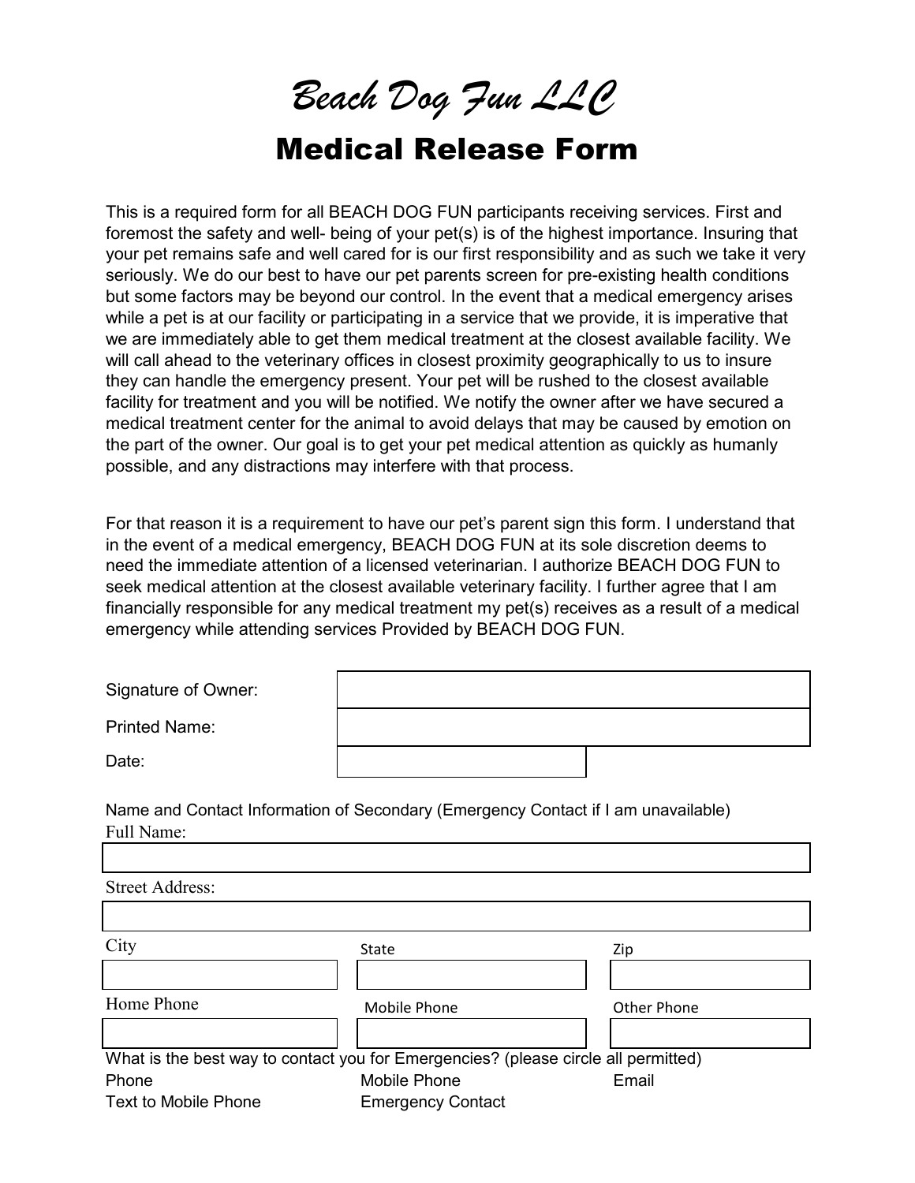# *Beach Dog Fun LLC*

## Medical Release Form

This is a required form for all BEACH DOG FUN participants receiving services. First and foremost the safety and well- being of your pet(s) is of the highest importance. Insuring that your pet remains safe and well cared for is our first responsibility and as such we take it very seriously. We do our best to have our pet parents screen for pre-existing health conditions but some factors may be beyond our control. In the event that a medical emergency arises while a pet is at our facility or participating in a service that we provide, it is imperative that we are immediately able to get them medical treatment at the closest available facility. We will call ahead to the veterinary offices in closest proximity geographically to us to insure they can handle the emergency present. Your pet will be rushed to the closest available facility for treatment and you will be notified. We notify the owner after we have secured a medical treatment center for the animal to avoid delays that may be caused by emotion on the part of the owner. Our goal is to get your pet medical attention as quickly as humanly possible, and any distractions may interfere with that process.

For that reason it is a requirement to have our pet's parent sign this form. I understand that in the event of a medical emergency, BEACH DOG FUN at its sole discretion deems to need the immediate attention of a licensed veterinarian. I authorize BEACH DOG FUN to seek medical attention at the closest available veterinary facility. I further agree that I am financially responsible for any medical treatment my pet(s) receives as a result of a medical emergency while attending services Provided by BEACH DOG FUN.

Signature of Owner: ______________________

Printed Name: ______________________

Date: ______________________

Name and Contact Information of Secondary (Emergency Contact if I am unavailable)

Full Name: ______________________

Street Address: ______________________

| City | State | Zip |
|---|---|---|
| | | |
| **Home Phone** | **Mobile Phone** | **Other Phone** |
| | | |

What is the best way to contact you for Emergencies? (please circle all permitted)

| | | |
|---|---|---|
| Phone | Mobile Phone | Email |
| Text to Mobile Phone | Emergency Contact | |